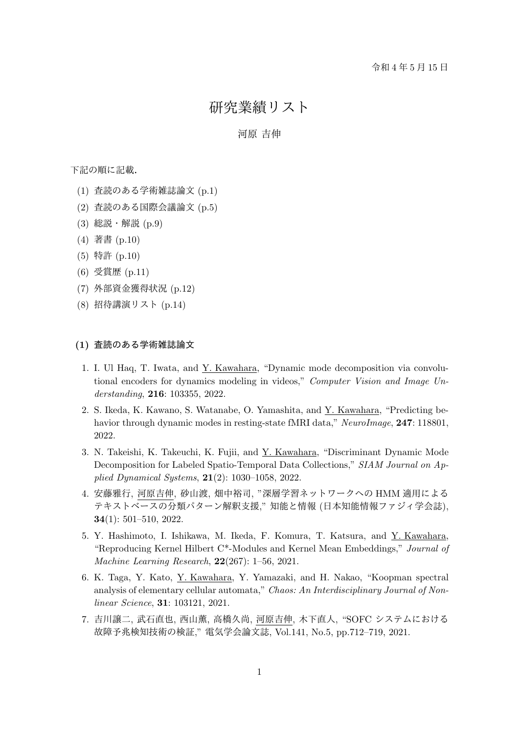令和 4 年 5 月 15 日

# 研究業績リスト

河原 吉伸

下記の順に記載.

(1) 査読のある学術雑誌論文 (p.1)
(2) 査読のある国際会議論文 (p.5)
(3) 総説・解説 (p.9)
(4) 著書 (p.10)
(5) 特許 (p.10)
(6) 受賞歴 (p.11)
(7) 外部資金獲得状況 (p.12)
(8) 招待講演リスト (p.14)

## (1) 査読のある学術雑誌論文

1. I. Ul Haq, T. Iwata, and Y. Kawahara, "Dynamic mode decomposition via convolutional encoders for dynamics modeling in videos," *Computer Vision and Image Understanding*, **216**: 103355, 2022.
2. S. Ikeda, K. Kawano, S. Watanabe, O. Yamashita, and Y. Kawahara, "Predicting behavior through dynamic modes in resting-state fMRI data," *NeuroImage*, **247**: 118801, 2022.
3. N. Takeishi, K. Takeuchi, K. Fujii, and Y. Kawahara, "Discriminant Dynamic Mode Decomposition for Labeled Spatio-Temporal Data Collections," *SIAM Journal on Applied Dynamical Systems*, **21**(2): 1030–1058, 2022.
4. 安藤雅行, 河原吉伸, 砂山渡, 畑中裕司, "深層学習ネットワークへの HMM 適用によるテキストベースの分類パターン解釈支援," 知能と情報 (日本知能情報ファジィ学会誌), **34**(1): 501–510, 2022.
5. Y. Hashimoto, I. Ishikawa, M. Ikeda, F. Komura, T. Katsura, and Y. Kawahara, "Reproducing Kernel Hilbert C*-Modules and Kernel Mean Embeddings," *Journal of Machine Learning Research*, **22**(267): 1–56, 2021.
6. K. Taga, Y. Kato, Y. Kawahara, Y. Yamazaki, and H. Nakao, "Koopman spectral analysis of elementary cellular automata," *Chaos: An Interdisciplinary Journal of Nonlinear Science*, **31**: 103121, 2021.
7. 吉川譲二, 武石直也, 西山薫, 高橋久尚, 河原吉伸, 木下直人, "SOFC システムにおける故障予兆検知技術の検証," 電気学会論文誌, Vol.141, No.5, pp.712–719, 2021.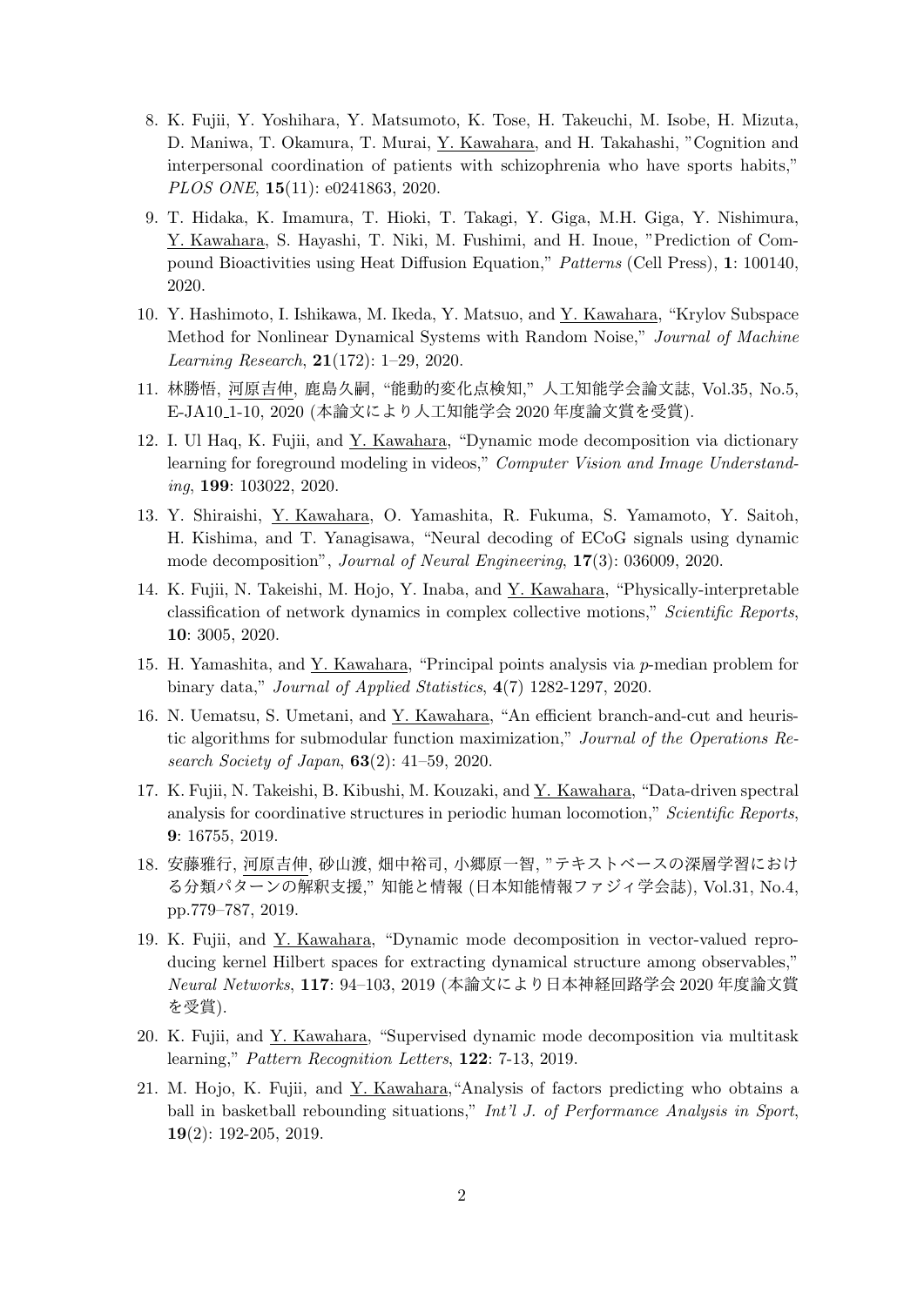8. K. Fujii, Y. Yoshihara, Y. Matsumoto, K. Tose, H. Takeuchi, M. Isobe, H. Mizuta, D. Maniwa, T. Okamura, T. Murai, Y. Kawahara, and H. Takahashi, "Cognition and interpersonal coordination of patients with schizophrenia who have sports habits," *PLOS ONE*, **15**(11): e0241863, 2020.

9. T. Hidaka, K. Imamura, T. Hioki, T. Takagi, Y. Giga, M.H. Giga, Y. Nishimura, Y. Kawahara, S. Hayashi, T. Niki, M. Fushimi, and H. Inoue, "Prediction of Compound Bioactivities using Heat Diffusion Equation," *Patterns* (Cell Press), **1**: 100140, 2020.

10. Y. Hashimoto, I. Ishikawa, M. Ikeda, Y. Matsuo, and Y. Kawahara, "Krylov Subspace Method for Nonlinear Dynamical Systems with Random Noise," *Journal of Machine Learning Research*, **21**(172): 1–29, 2020.

11. 林勝悟, 河原吉伸, 鹿島久嗣, "能動的変化点検知," 人工知能学会論文誌, Vol.35, No.5, E-JA10_1-10, 2020 (本論文により人工知能学会 2020 年度論文賞を受賞).

12. I. Ul Haq, K. Fujii, and Y. Kawahara, "Dynamic mode decomposition via dictionary learning for foreground modeling in videos," *Computer Vision and Image Understanding*, **199**: 103022, 2020.

13. Y. Shiraishi, Y. Kawahara, O. Yamashita, R. Fukuma, S. Yamamoto, Y. Saitoh, H. Kishima, and T. Yanagisawa, "Neural decoding of ECoG signals using dynamic mode decomposition", *Journal of Neural Engineering*, **17**(3): 036009, 2020.

14. K. Fujii, N. Takeishi, M. Hojo, Y. Inaba, and Y. Kawahara, "Physically-interpretable classification of network dynamics in complex collective motions," *Scientific Reports*, **10**: 3005, 2020.

15. H. Yamashita, and Y. Kawahara, "Principal points analysis via $p$-median problem for binary data," *Journal of Applied Statistics*, **4**(7) 1282-1297, 2020.

16. N. Uematsu, S. Umetani, and Y. Kawahara, "An efficient branch-and-cut and heuristic algorithms for submodular function maximization," *Journal of the Operations Research Society of Japan*, **63**(2): 41–59, 2020.

17. K. Fujii, N. Takeishi, B. Kibushi, M. Kouzaki, and Y. Kawahara, "Data-driven spectral analysis for coordinative structures in periodic human locomotion," *Scientific Reports*, **9**: 16755, 2019.

18. 安藤雅行, 河原吉伸, 砂山渡, 畑中裕司, 小郷原一智, "テキストベースの深層学習における分類パターンの解釈支援," 知能と情報 (日本知能情報ファジィ学会誌), Vol.31, No.4, pp.779–787, 2019.

19. K. Fujii, and Y. Kawahara, "Dynamic mode decomposition in vector-valued reproducing kernel Hilbert spaces for extracting dynamical structure among observables," *Neural Networks*, **117**: 94–103, 2019 (本論文により日本神経回路学会 2020 年度論文賞を受賞).

20. K. Fujii, and Y. Kawahara, "Supervised dynamic mode decomposition via multitask learning," *Pattern Recognition Letters*, **122**: 7-13, 2019.

21. M. Hojo, K. Fujii, and Y. Kawahara, "Analysis of factors predicting who obtains a ball in basketball rebounding situations," *Int'l J. of Performance Analysis in Sport*, **19**(2): 192-205, 2019.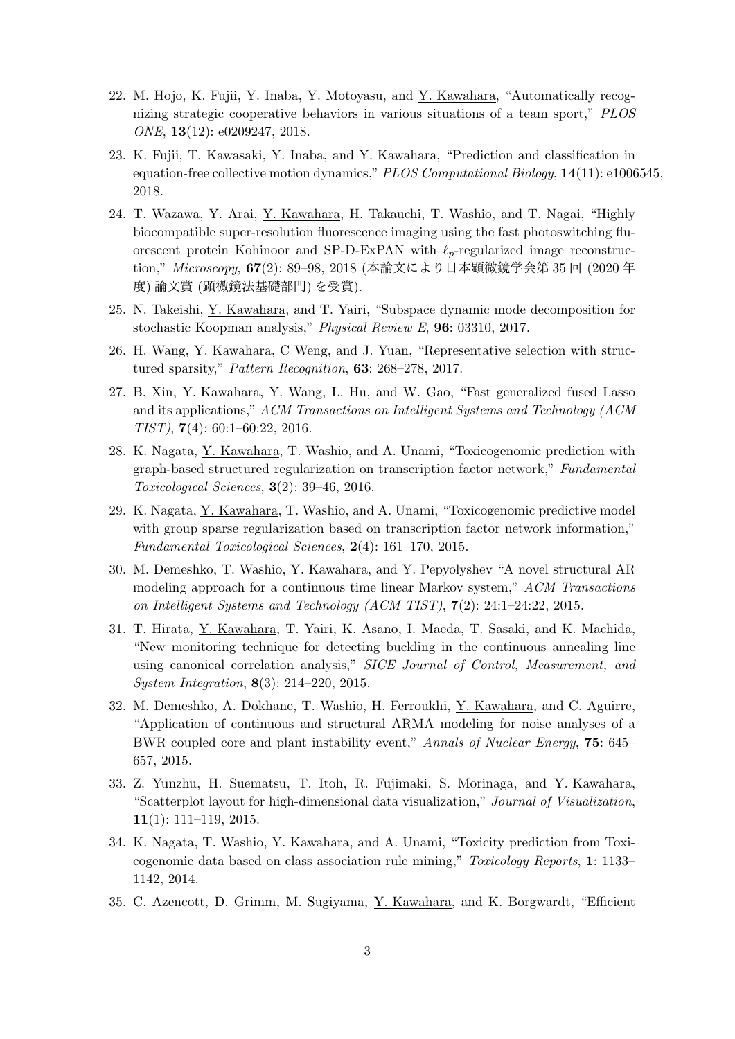22. M. Hojo, K. Fujii, Y. Inaba, Y. Motoyasu, and Y. Kawahara, "Automatically recognizing strategic cooperative behaviors in various situations of a team sport," *PLOS ONE*, **13**(12): e0209247, 2018.

23. K. Fujii, T. Kawasaki, Y. Inaba, and Y. Kawahara, "Prediction and classification in equation-free collective motion dynamics," *PLOS Computational Biology*, **14**(11): e1006545, 2018.

24. T. Wazawa, Y. Arai, Y. Kawahara, H. Takauchi, T. Washio, and T. Nagai, "Highly biocompatible super-resolution fluorescence imaging using the fast photoswitching fluorescent protein Kohinoor and SP-D-ExPAN with $\ell_p$-regularized image reconstruction," *Microscopy*, **67**(2): 89–98, 2018 (本論文により日本顕微鏡学会第 35 回 (2020 年度) 論文賞 (顕微鏡法基礎部門) を受賞).

25. N. Takeishi, Y. Kawahara, and T. Yairi, "Subspace dynamic mode decomposition for stochastic Koopman analysis," *Physical Review E*, **96**: 03310, 2017.

26. H. Wang, Y. Kawahara, C Weng, and J. Yuan, "Representative selection with structured sparsity," *Pattern Recognition*, **63**: 268–278, 2017.

27. B. Xin, Y. Kawahara, Y. Wang, L. Hu, and W. Gao, "Fast generalized fused Lasso and its applications," *ACM Transactions on Intelligent Systems and Technology (ACM TIST)*, **7**(4): 60:1–60:22, 2016.

28. K. Nagata, Y. Kawahara, T. Washio, and A. Unami, "Toxicogenomic prediction with graph-based structured regularization on transcription factor network," *Fundamental Toxicological Sciences*, **3**(2): 39–46, 2016.

29. K. Nagata, Y. Kawahara, T. Washio, and A. Unami, "Toxicogenomic predictive model with group sparse regularization based on transcription factor network information," *Fundamental Toxicological Sciences*, **2**(4): 161–170, 2015.

30. M. Demeshko, T. Washio, Y. Kawahara, and Y. Pepyolyshev "A novel structural AR modeling approach for a continuous time linear Markov system," *ACM Transactions on Intelligent Systems and Technology (ACM TIST)*, **7**(2): 24:1–24:22, 2015.

31. T. Hirata, Y. Kawahara, T. Yairi, K. Asano, I. Maeda, T. Sasaki, and K. Machida, "New monitoring technique for detecting buckling in the continuous annealing line using canonical correlation analysis," *SICE Journal of Control, Measurement, and System Integration*, **8**(3): 214–220, 2015.

32. M. Demeshko, A. Dokhane, T. Washio, H. Ferroukhi, Y. Kawahara, and C. Aguirre, "Application of continuous and structural ARMA modeling for noise analyses of a BWR coupled core and plant instability event," *Annals of Nuclear Energy*, **75**: 645–657, 2015.

33. Z. Yunzhu, H. Suematsu, T. Itoh, R. Fujimaki, S. Morinaga, and Y. Kawahara, "Scatterplot layout for high-dimensional data visualization," *Journal of Visualization*, **11**(1): 111–119, 2015.

34. K. Nagata, T. Washio, Y. Kawahara, and A. Unami, "Toxicity prediction from Toxicogenomic data based on class association rule mining," *Toxicology Reports*, **1**: 1133–1142, 2014.

35. C. Azencott, D. Grimm, M. Sugiyama, Y. Kawahara, and K. Borgwardt, "Efficient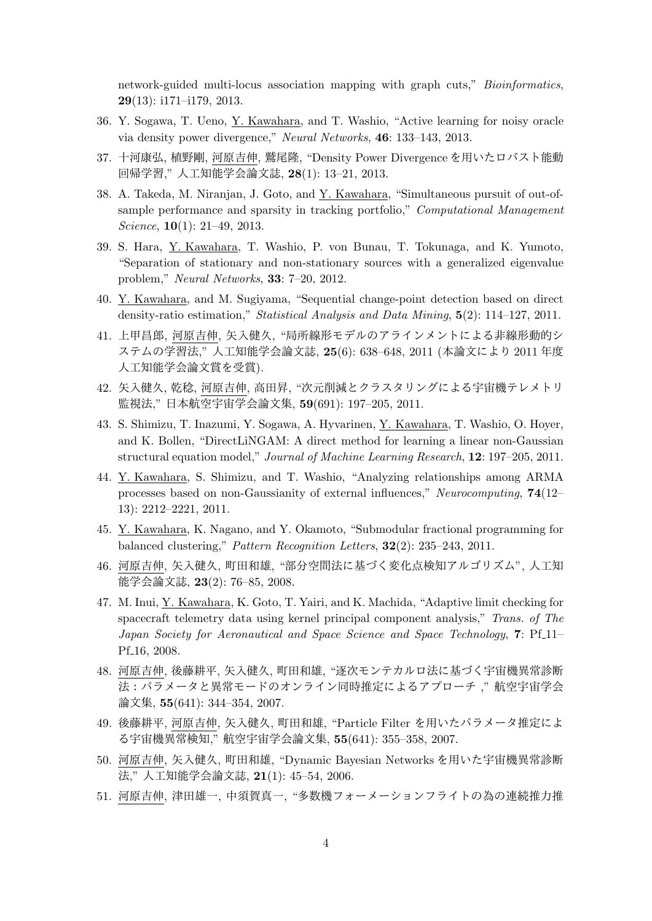network-guided multi-locus association mapping with graph cuts," *Bioinformatics*, **29**(13): i171–i179, 2013.

36. Y. Sogawa, T. Ueno, Y. Kawahara, and T. Washio, "Active learning for noisy oracle via density power divergence," *Neural Networks*, **46**: 133–143, 2013.
37. 十河康弘, 植野剛, 河原吉伸, 鷲尾隆, "Density Power Divergence を用いたロバスト能動回帰学習," 人工知能学会論文誌, **28**(1): 13–21, 2013.
38. A. Takeda, M. Niranjan, J. Goto, and Y. Kawahara, "Simultaneous pursuit of out-of-sample performance and sparsity in tracking portfolio," *Computational Management Science*, **10**(1): 21–49, 2013.
39. S. Hara, Y. Kawahara, T. Washio, P. von Bunau, T. Tokunaga, and K. Yumoto, "Separation of stationary and non-stationary sources with a generalized eigenvalue problem," *Neural Networks*, **33**: 7–20, 2012.
40. Y. Kawahara, and M. Sugiyama, "Sequential change-point detection based on direct density-ratio estimation," *Statistical Analysis and Data Mining*, **5**(2): 114–127, 2011.
41. 上甲昌郎, 河原吉伸, 矢入健久, "局所線形モデルのアラインメントによる非線形動的システムの学習法," 人工知能学会論文誌, **25**(6): 638–648, 2011 (本論文により 2011 年度人工知能学会論文賞を受賞).
42. 矢入健久, 乾稔, 河原吉伸, 高田昇, "次元削減とクラスタリングによる宇宙機テレメトリ監視法," 日本航空宇宙学会論文集, **59**(691): 197–205, 2011.
43. S. Shimizu, T. Inazumi, Y. Sogawa, A. Hyvarinen, Y. Kawahara, T. Washio, O. Hoyer, and K. Bollen, "DirectLiNGAM: A direct method for learning a linear non-Gaussian structural equation model," *Journal of Machine Learning Research*, **12**: 197–205, 2011.
44. Y. Kawahara, S. Shimizu, and T. Washio, "Analyzing relationships among ARMA processes based on non-Gaussianity of external influences," *Neurocomputing*, **74**(12–13): 2212–2221, 2011.
45. Y. Kawahara, K. Nagano, and Y. Okamoto, "Submodular fractional programming for balanced clustering," *Pattern Recognition Letters*, **32**(2): 235–243, 2011.
46. 河原吉伸, 矢入健久, 町田和雄, "部分空間法に基づく変化点検知アルゴリズム", 人工知能学会論文誌, **23**(2): 76–85, 2008.
47. M. Inui, Y. Kawahara, K. Goto, T. Yairi, and K. Machida, "Adaptive limit checking for spacecraft telemetry data using kernel principal component analysis," *Trans. of The Japan Society for Aeronautical and Space Science and Space Technology*, **7**: Pf_11–Pf_16, 2008.
48. 河原吉伸, 後藤耕平, 矢入健久, 町田和雄, "逐次モンテカルロ法に基づく宇宙機異常診断法：パラメータと異常モードのオンライン同時推定によるアプローチ ," 航空宇宙学会論文集, **55**(641): 344–354, 2007.
49. 後藤耕平, 河原吉伸, 矢入健久, 町田和雄, "Particle Filter を用いたパラメータ推定による宇宙機異常検知," 航空宇宙学会論文集, **55**(641): 355–358, 2007.
50. 河原吉伸, 矢入健久, 町田和雄, "Dynamic Bayesian Networks を用いた宇宙機異常診断法," 人工知能学会論文誌, **21**(1): 45–54, 2006.
51. 河原吉伸, 津田雄一, 中須賀真一, "多数機フォーメーションフライトの為の連続推力推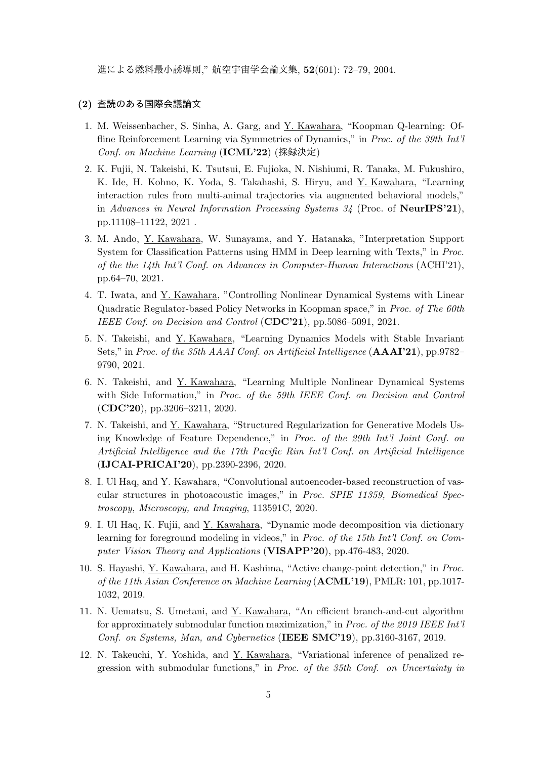進による燃料最小誘導則," 航空宇宙学会論文集, **52**(601): 72–79, 2004.

### (2) 査読のある国際会議論文

1. M. Weissenbacher, S. Sinha, A. Garg, and Y. Kawahara, "Koopman Q-learning: Offline Reinforcement Learning via Symmetries of Dynamics," in *Proc. of the 39th Int'l Conf. on Machine Learning* (**ICML'22**) (採録決定)
2. K. Fujii, N. Takeishi, K. Tsutsui, E. Fujioka, N. Nishiumi, R. Tanaka, M. Fukushiro, K. Ide, H. Kohno, K. Yoda, S. Takahashi, S. Hiryu, and Y. Kawahara, "Learning interaction rules from multi-animal trajectories via augmented behavioral models," in *Advances in Neural Information Processing Systems 34* (Proc. of **NeurIPS'21**), pp.11108–11122, 2021 .
3. M. Ando, Y. Kawahara, W. Sunayama, and Y. Hatanaka, "Interpretation Support System for Classification Patterns using HMM in Deep learning with Texts," in *Proc. of the the 14th Int'l Conf. on Advances in Computer-Human Interactions* (ACHI'21), pp.64–70, 2021.
4. T. Iwata, and Y. Kawahara, "Controlling Nonlinear Dynamical Systems with Linear Quadratic Regulator-based Policy Networks in Koopman space," in *Proc. of The 60th IEEE Conf. on Decision and Control* (**CDC'21**), pp.5086–5091, 2021.
5. N. Takeishi, and Y. Kawahara, "Learning Dynamics Models with Stable Invariant Sets," in *Proc. of the 35th AAAI Conf. on Artificial Intelligence* (**AAAI'21**), pp.9782–9790, 2021.
6. N. Takeishi, and Y. Kawahara, "Learning Multiple Nonlinear Dynamical Systems with Side Information," in *Proc. of the 59th IEEE Conf. on Decision and Control* (**CDC'20**), pp.3206–3211, 2020.
7. N. Takeishi, and Y. Kawahara, "Structured Regularization for Generative Models Using Knowledge of Feature Dependence," in *Proc. of the 29th Int'l Joint Conf. on Artificial Intelligence and the 17th Pacific Rim Int'l Conf. on Artificial Intelligence* (**IJCAI-PRICAI'20**), pp.2390-2396, 2020.
8. I. Ul Haq, and Y. Kawahara, "Convolutional autoencoder-based reconstruction of vascular structures in photoacoustic images," in *Proc. SPIE 11359, Biomedical Spectroscopy, Microscopy, and Imaging*, 113591C, 2020.
9. I. Ul Haq, K. Fujii, and Y. Kawahara, "Dynamic mode decomposition via dictionary learning for foreground modeling in videos," in *Proc. of the 15th Int'l Conf. on Computer Vision Theory and Applications* (**VISAPP'20**), pp.476-483, 2020.
10. S. Hayashi, Y. Kawahara, and H. Kashima, "Active change-point detection," in *Proc. of the 11th Asian Conference on Machine Learning* (**ACML'19**), PMLR: 101, pp.1017-1032, 2019.
11. N. Uematsu, S. Umetani, and Y. Kawahara, "An efficient branch-and-cut algorithm for approximately submodular function maximization," in *Proc. of the 2019 IEEE Int'l Conf. on Systems, Man, and Cybernetics* (**IEEE SMC'19**), pp.3160-3167, 2019.
12. N. Takeuchi, Y. Yoshida, and Y. Kawahara, "Variational inference of penalized regression with submodular functions," in *Proc. of the 35th Conf. on Uncertainty in*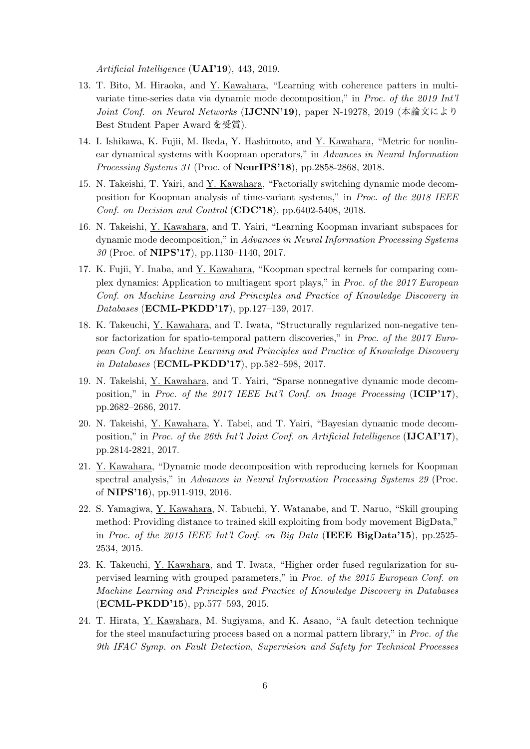*Artificial Intelligence* (**UAI'19**), 443, 2019.

13. T. Bito, M. Hiraoka, and Y. Kawahara, "Learning with coherence patters in multivariate time-series data via dynamic mode decomposition," in *Proc. of the 2019 Int'l Joint Conf. on Neural Networks* (**IJCNN'19**), paper N-19278, 2019 (本論文により Best Student Paper Award を受賞).

14. I. Ishikawa, K. Fujii, M. Ikeda, Y. Hashimoto, and Y. Kawahara, "Metric for nonlinear dynamical systems with Koopman operators," in *Advances in Neural Information Processing Systems 31* (Proc. of **NeurIPS'18**), pp.2858-2868, 2018.

15. N. Takeishi, T. Yairi, and Y. Kawahara, "Factorially switching dynamic mode decomposition for Koopman analysis of time-variant systems," in *Proc. of the 2018 IEEE Conf. on Decision and Control* (**CDC'18**), pp.6402-5408, 2018.

16. N. Takeishi, Y. Kawahara, and T. Yairi, "Learning Koopman invariant subspaces for dynamic mode decomposition," in *Advances in Neural Information Processing Systems 30* (Proc. of **NIPS'17**), pp.1130–1140, 2017.

17. K. Fujii, Y. Inaba, and Y. Kawahara, "Koopman spectral kernels for comparing complex dynamics: Application to multiagent sport plays," in *Proc. of the 2017 European Conf. on Machine Learning and Principles and Practice of Knowledge Discovery in Databases* (**ECML-PKDD'17**), pp.127–139, 2017.

18. K. Takeuchi, Y. Kawahara, and T. Iwata, "Structurally regularized non-negative tensor factorization for spatio-temporal pattern discoveries," in *Proc. of the 2017 European Conf. on Machine Learning and Principles and Practice of Knowledge Discovery in Databases* (**ECML-PKDD'17**), pp.582–598, 2017.

19. N. Takeishi, Y. Kawahara, and T. Yairi, "Sparse nonnegative dynamic mode decomposition," in *Proc. of the 2017 IEEE Int'l Conf. on Image Processing* (**ICIP'17**), pp.2682–2686, 2017.

20. N. Takeishi, Y. Kawahara, Y. Tabei, and T. Yairi, "Bayesian dynamic mode decomposition," in *Proc. of the 26th Int'l Joint Conf. on Artificial Intelligence* (**IJCAI'17**), pp.2814-2821, 2017.

21. Y. Kawahara, "Dynamic mode decomposition with reproducing kernels for Koopman spectral analysis," in *Advances in Neural Information Processing Systems 29* (Proc. of **NIPS'16**), pp.911-919, 2016.

22. S. Yamagiwa, Y. Kawahara, N. Tabuchi, Y. Watanabe, and T. Naruo, "Skill grouping method: Providing distance to trained skill exploiting from body movement BigData," in *Proc. of the 2015 IEEE Int'l Conf. on Big Data* (**IEEE BigData'15**), pp.2525-2534, 2015.

23. K. Takeuchi, Y. Kawahara, and T. Iwata, "Higher order fused regularization for supervised learning with grouped parameters," in *Proc. of the 2015 European Conf. on Machine Learning and Principles and Practice of Knowledge Discovery in Databases* (**ECML-PKDD'15**), pp.577–593, 2015.

24. T. Hirata, Y. Kawahara, M. Sugiyama, and K. Asano, "A fault detection technique for the steel manufacturing process based on a normal pattern library," in *Proc. of the 9th IFAC Symp. on Fault Detection, Supervision and Safety for Technical Processes*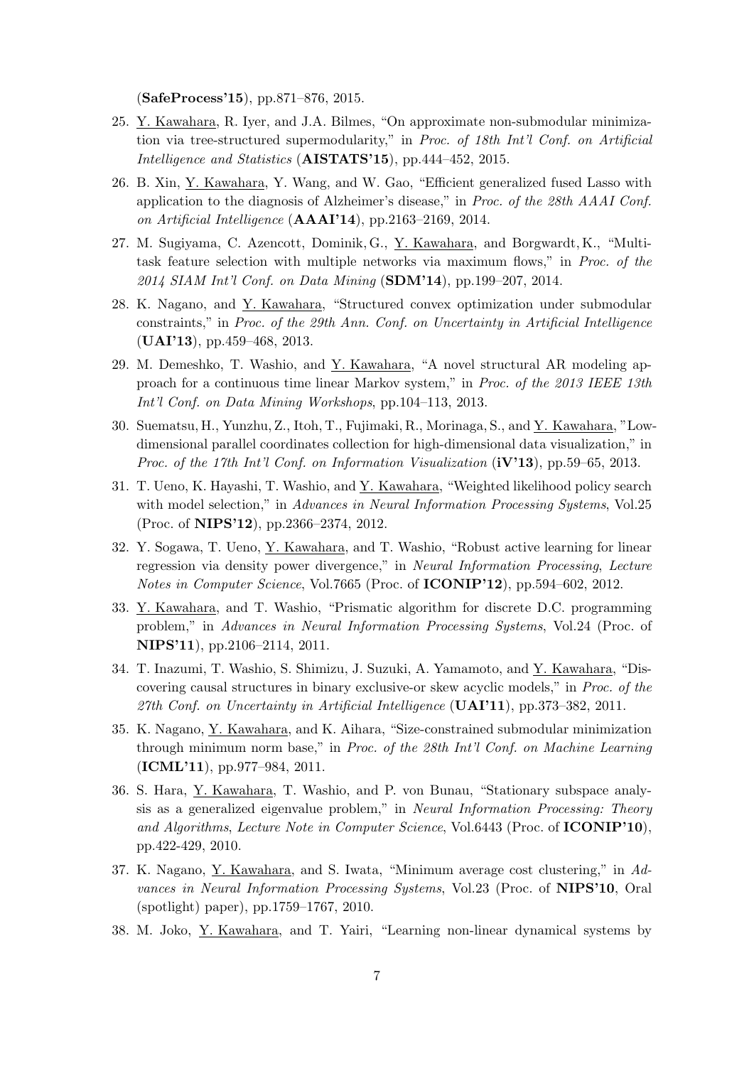(**SafeProcess'15**), pp.871–876, 2015.

25. Y. Kawahara, R. Iyer, and J.A. Bilmes, "On approximate non-submodular minimization via tree-structured supermodularity," in *Proc. of 18th Int'l Conf. on Artificial Intelligence and Statistics* (**AISTATS'15**), pp.444–452, 2015.

26. B. Xin, Y. Kawahara, Y. Wang, and W. Gao, "Efficient generalized fused Lasso with application to the diagnosis of Alzheimer's disease," in *Proc. of the 28th AAAI Conf. on Artificial Intelligence* (**AAAI'14**), pp.2163–2169, 2014.

27. M. Sugiyama, C. Azencott, Dominik, G., Y. Kawahara, and Borgwardt, K., "Multi-task feature selection with multiple networks via maximum flows," in *Proc. of the 2014 SIAM Int'l Conf. on Data Mining* (**SDM'14**), pp.199–207, 2014.

28. K. Nagano, and Y. Kawahara, "Structured convex optimization under submodular constraints," in *Proc. of the 29th Ann. Conf. on Uncertainty in Artificial Intelligence* (**UAI'13**), pp.459–468, 2013.

29. M. Demeshko, T. Washio, and Y. Kawahara, "A novel structural AR modeling approach for a continuous time linear Markov system," in *Proc. of the 2013 IEEE 13th Int'l Conf. on Data Mining Workshops*, pp.104–113, 2013.

30. Suematsu, H., Yunzhu, Z., Itoh, T., Fujimaki, R., Morinaga, S., and Y. Kawahara, "Low-dimensional parallel coordinates collection for high-dimensional data visualization," in *Proc. of the 17th Int'l Conf. on Information Visualization* (**iV'13**), pp.59–65, 2013.

31. T. Ueno, K. Hayashi, T. Washio, and Y. Kawahara, "Weighted likelihood policy search with model selection," in *Advances in Neural Information Processing Systems*, Vol.25 (Proc. of **NIPS'12**), pp.2366–2374, 2012.

32. Y. Sogawa, T. Ueno, Y. Kawahara, and T. Washio, "Robust active learning for linear regression via density power divergence," in *Neural Information Processing*, *Lecture Notes in Computer Science*, Vol.7665 (Proc. of **ICONIP'12**), pp.594–602, 2012.

33. Y. Kawahara, and T. Washio, "Prismatic algorithm for discrete D.C. programming problem," in *Advances in Neural Information Processing Systems*, Vol.24 (Proc. of **NIPS'11**), pp.2106–2114, 2011.

34. T. Inazumi, T. Washio, S. Shimizu, J. Suzuki, A. Yamamoto, and Y. Kawahara, "Discovering causal structures in binary exclusive-or skew acyclic models," in *Proc. of the 27th Conf. on Uncertainty in Artificial Intelligence* (**UAI'11**), pp.373–382, 2011.

35. K. Nagano, Y. Kawahara, and K. Aihara, "Size-constrained submodular minimization through minimum norm base," in *Proc. of the 28th Int'l Conf. on Machine Learning* (**ICML'11**), pp.977–984, 2011.

36. S. Hara, Y. Kawahara, T. Washio, and P. von Bunau, "Stationary subspace analysis as a generalized eigenvalue problem," in *Neural Information Processing: Theory and Algorithms*, *Lecture Note in Computer Science*, Vol.6443 (Proc. of **ICONIP'10**), pp.422-429, 2010.

37. K. Nagano, Y. Kawahara, and S. Iwata, "Minimum average cost clustering," in *Advances in Neural Information Processing Systems*, Vol.23 (Proc. of **NIPS'10**, Oral (spotlight) paper), pp.1759–1767, 2010.

38. M. Joko, Y. Kawahara, and T. Yairi, "Learning non-linear dynamical systems by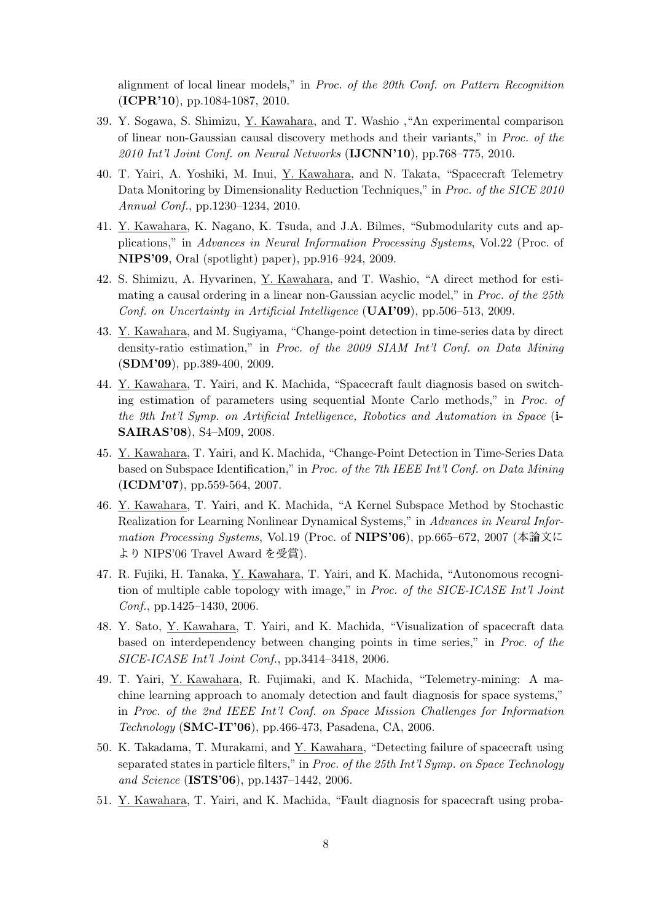alignment of local linear models," in *Proc. of the 20th Conf. on Pattern Recognition* (**ICPR'10**), pp.1084-1087, 2010.

39. Y. Sogawa, S. Shimizu, Y. Kawahara, and T. Washio ,"An experimental comparison of linear non-Gaussian causal discovery methods and their variants," in *Proc. of the 2010 Int'l Joint Conf. on Neural Networks* (**IJCNN'10**), pp.768–775, 2010.

40. T. Yairi, A. Yoshiki, M. Inui, Y. Kawahara, and N. Takata, "Spacecraft Telemetry Data Monitoring by Dimensionality Reduction Techniques," in *Proc. of the SICE 2010 Annual Conf.*, pp.1230–1234, 2010.

41. Y. Kawahara, K. Nagano, K. Tsuda, and J.A. Bilmes, "Submodularity cuts and applications," in *Advances in Neural Information Processing Systems*, Vol.22 (Proc. of **NIPS'09**, Oral (spotlight) paper), pp.916–924, 2009.

42. S. Shimizu, A. Hyvarinen, Y. Kawahara, and T. Washio, "A direct method for estimating a causal ordering in a linear non-Gaussian acyclic model," in *Proc. of the 25th Conf. on Uncertainty in Artificial Intelligence* (**UAI'09**), pp.506–513, 2009.

43. Y. Kawahara, and M. Sugiyama, "Change-point detection in time-series data by direct density-ratio estimation," in *Proc. of the 2009 SIAM Int'l Conf. on Data Mining* (**SDM'09**), pp.389-400, 2009.

44. Y. Kawahara, T. Yairi, and K. Machida, "Spacecraft fault diagnosis based on switching estimation of parameters using sequential Monte Carlo methods," in *Proc. of the 9th Int'l Symp. on Artificial Intelligence, Robotics and Automation in Space* (**i-SAIRAS'08**), S4–M09, 2008.

45. Y. Kawahara, T. Yairi, and K. Machida, "Change-Point Detection in Time-Series Data based on Subspace Identification," in *Proc. of the 7th IEEE Int'l Conf. on Data Mining* (**ICDM'07**), pp.559-564, 2007.

46. Y. Kawahara, T. Yairi, and K. Machida, "A Kernel Subspace Method by Stochastic Realization for Learning Nonlinear Dynamical Systems," in *Advances in Neural Information Processing Systems*, Vol.19 (Proc. of **NIPS'06**), pp.665–672, 2007 (本論文により NIPS'06 Travel Award を受賞).

47. R. Fujiki, H. Tanaka, Y. Kawahara, T. Yairi, and K. Machida, "Autonomous recognition of multiple cable topology with image," in *Proc. of the SICE-ICASE Int'l Joint Conf.*, pp.1425–1430, 2006.

48. Y. Sato, Y. Kawahara, T. Yairi, and K. Machida, "Visualization of spacecraft data based on interdependency between changing points in time series," in *Proc. of the SICE-ICASE Int'l Joint Conf.*, pp.3414–3418, 2006.

49. T. Yairi, Y. Kawahara, R. Fujimaki, and K. Machida, "Telemetry-mining: A machine learning approach to anomaly detection and fault diagnosis for space systems," in *Proc. of the 2nd IEEE Int'l Conf. on Space Mission Challenges for Information Technology* (**SMC-IT'06**), pp.466-473, Pasadena, CA, 2006.

50. K. Takadama, T. Murakami, and Y. Kawahara, "Detecting failure of spacecraft using separated states in particle filters," in *Proc. of the 25th Int'l Symp. on Space Technology and Science* (**ISTS'06**), pp.1437–1442, 2006.

51. Y. Kawahara, T. Yairi, and K. Machida, "Fault diagnosis for spacecraft using proba-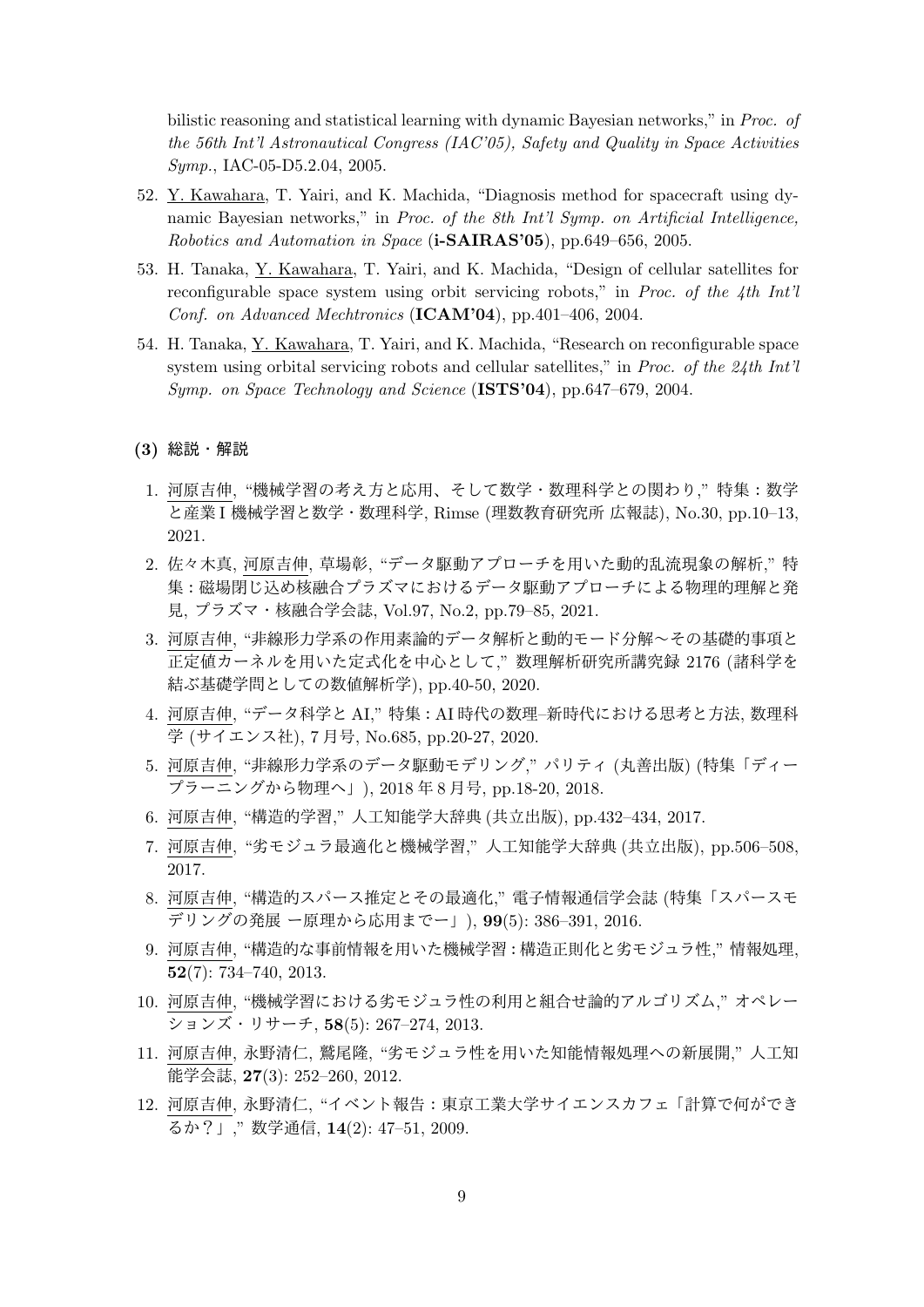bilistic reasoning and statistical learning with dynamic Bayesian networks," in *Proc. of the 56th Int'l Astronautical Congress (IAC'05), Safety and Quality in Space Activities Symp.*, IAC-05-D5.2.04, 2005.

52. Y. Kawahara, T. Yairi, and K. Machida, "Diagnosis method for spacecraft using dynamic Bayesian networks," in *Proc. of the 8th Int'l Symp. on Artificial Intelligence, Robotics and Automation in Space* (**i-SAIRAS'05**), pp.649–656, 2005.
53. H. Tanaka, Y. Kawahara, T. Yairi, and K. Machida, "Design of cellular satellites for reconfigurable space system using orbit servicing robots," in *Proc. of the 4th Int'l Conf. on Advanced Mechtronics* (**ICAM'04**), pp.401–406, 2004.
54. H. Tanaka, Y. Kawahara, T. Yairi, and K. Machida, "Research on reconfigurable space system using orbital servicing robots and cellular satellites," in *Proc. of the 24th Int'l Symp. on Space Technology and Science* (**ISTS'04**), pp.647–679, 2004.

### (3) 総説・解説

1. 河原吉伸, "機械学習の考え方と応用、そして数学・数理科学との関わり," 特集：数学と産業 I 機械学習と数学・数理科学, Rimse (理数教育研究所 広報誌), No.30, pp.10–13, 2021.
2. 佐々木真, 河原吉伸, 草場彰, "データ駆動アプローチを用いた動的乱流現象の解析," 特集：磁場閉じ込め核融合プラズマにおけるデータ駆動アプローチによる物理的理解と発見, プラズマ・核融合学会誌, Vol.97, No.2, pp.79–85, 2021.
3. 河原吉伸, "非線形力学系の作用素論的データ解析と動的モード分解〜その基礎的事項と正定値カーネルを用いた定式化を中心として," 数理解析研究所講究録 2176 (諸科学を結ぶ基礎学問としての数値解析学), pp.40-50, 2020.
4. 河原吉伸, "データ科学と AI," 特集：AI 時代の数理–新時代における思考と方法, 数理科学 (サイエンス社), 7 月号, No.685, pp.20-27, 2020.
5. 河原吉伸, "非線形力学系のデータ駆動モデリング," パリティ (丸善出版) (特集「ディープラーニングから物理へ」), 2018 年 8 月号, pp.18-20, 2018.
6. 河原吉伸, "構造的学習," 人工知能学大辞典 (共立出版), pp.432–434, 2017.
7. 河原吉伸, "劣モジュラ最適化と機械学習," 人工知能学大辞典 (共立出版), pp.506–508, 2017.
8. 河原吉伸, "構造的スパース推定とその最適化," 電子情報通信学会誌 (特集「スパースモデリングの発展 ー原理から応用までー」), **99**(5): 386–391, 2016.
9. 河原吉伸, "構造的な事前情報を用いた機械学習：構造正則化と劣モジュラ性," 情報処理, **52**(7): 734–740, 2013.
10. 河原吉伸, "機械学習における劣モジュラ性の利用と組合せ論的アルゴリズム," オペレーションズ・リサーチ, **58**(5): 267–274, 2013.
11. 河原吉伸, 永野清仁, 鷲尾隆, "劣モジュラ性を用いた知能情報処理への新展開," 人工知能学会誌, **27**(3): 252–260, 2012.
12. 河原吉伸, 永野清仁, "イベント報告：東京工業大学サイエンスカフェ「計算で何ができるか？」," 数学通信, **14**(2): 47–51, 2009.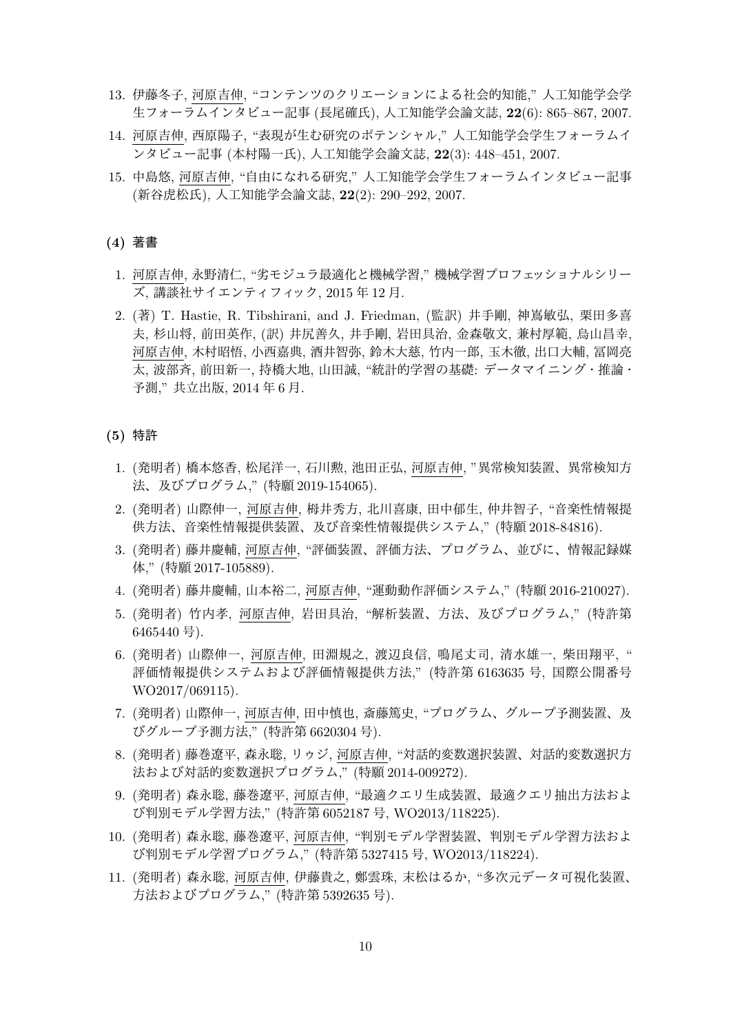13. 伊藤冬子, 河原吉伸, “コンテンツのクリエーションによる社会的知能,” 人工知能学会学生フォーラムインタビュー記事 (長尾確氏), 人工知能学会論文誌, **22**(6): 865–867, 2007.
14. 河原吉伸, 西原陽子, “表現が生む研究のポテンシャル,” 人工知能学会学生フォーラムインタビュー記事 (本村陽一氏), 人工知能学会論文誌, **22**(3): 448–451, 2007.
15. 中島悠, 河原吉伸, “自由になれる研究,” 人工知能学会学生フォーラムインタビュー記事 (新谷虎松氏), 人工知能学会論文誌, **22**(2): 290–292, 2007.

### (4) 著書

1. 河原吉伸, 永野清仁, “劣モジュラ最適化と機械学習,” 機械学習プロフェッショナルシリーズ, 講談社サイエンティフィック, 2015 年 12 月.
2. (著) T. Hastie, R. Tibshirani, and J. Friedman, (監訳) 井手剛, 神嶌敏弘, 栗田多喜夫, 杉山将, 前田英作, (訳) 井尻善久, 井手剛, 岩田具治, 金森敬文, 兼村厚範, 烏山昌幸, 河原吉伸, 木村昭悟, 小西嘉典, 酒井智弥, 鈴木大慈, 竹内一郎, 玉木徹, 出口大輔, 冨岡亮太, 波部斉, 前田新一, 持橋大地, 山田誠, “統計的学習の基礎: データマイニング・推論・予測,” 共立出版, 2014 年 6 月.

### (5) 特許

1. (発明者) 橋本悠香, 松尾洋一, 石川勲, 池田正弘, 河原吉伸, ”異常検知装置、異常検知方法、及びプログラム,” (特願 2019-154065).
2. (発明者) 山際伸一, 河原吉伸, 栂井秀方, 北川喜康, 田中郁生, 仲井智子, “音楽性情報提供方法、音楽性情報提供装置、及び音楽性情報提供システム,” (特願 2018-84816).
3. (発明者) 藤井慶輔, 河原吉伸, “評価装置、評価方法、プログラム、並びに、情報記録媒体,” (特願 2017-105889).
4. (発明者) 藤井慶輔, 山本裕二, 河原吉伸, “運動動作評価システム,” (特願 2016-210027).
5. (発明者) 竹内孝, 河原吉伸, 岩田具治, “解析装置、方法、及びプログラム,” (特許第 6465440 号).
6. (発明者) 山際伸一, 河原吉伸, 田淵規之, 渡辺良信, 鳴尾丈司, 清水雄一, 柴田翔平, “評価情報提供システムおよび評価情報提供方法,” (特許第 6163635 号, 国際公開番号 WO2017/069115).
7. (発明者) 山際伸一, 河原吉伸, 田中慎也, 斎藤篤史, “プログラム、グループ予測装置、及びグループ予測方法,” (特許第 6620304 号).
8. (発明者) 藤巻遼平, 森永聡, リゥジ, 河原吉伸, “対話的変数選択装置、対話的変数選択方法および対話的変数選択プログラム,” (特願 2014-009272).
9. (発明者) 森永聡, 藤巻遼平, 河原吉伸, “最適クエリ生成装置、最適クエリ抽出方法および判別モデル学習方法,” (特許第 6052187 号, WO2013/118225).
10. (発明者) 森永聡, 藤巻遼平, 河原吉伸, “判別モデル学習装置、判別モデル学習方法および判別モデル学習プログラム,” (特許第 5327415 号, WO2013/118224).
11. (発明者) 森永聡, 河原吉伸, 伊藤貴之, 鄭雲珠, 末松はるか, “多次元データ可視化装置、方法およびプログラム,” (特許第 5392635 号).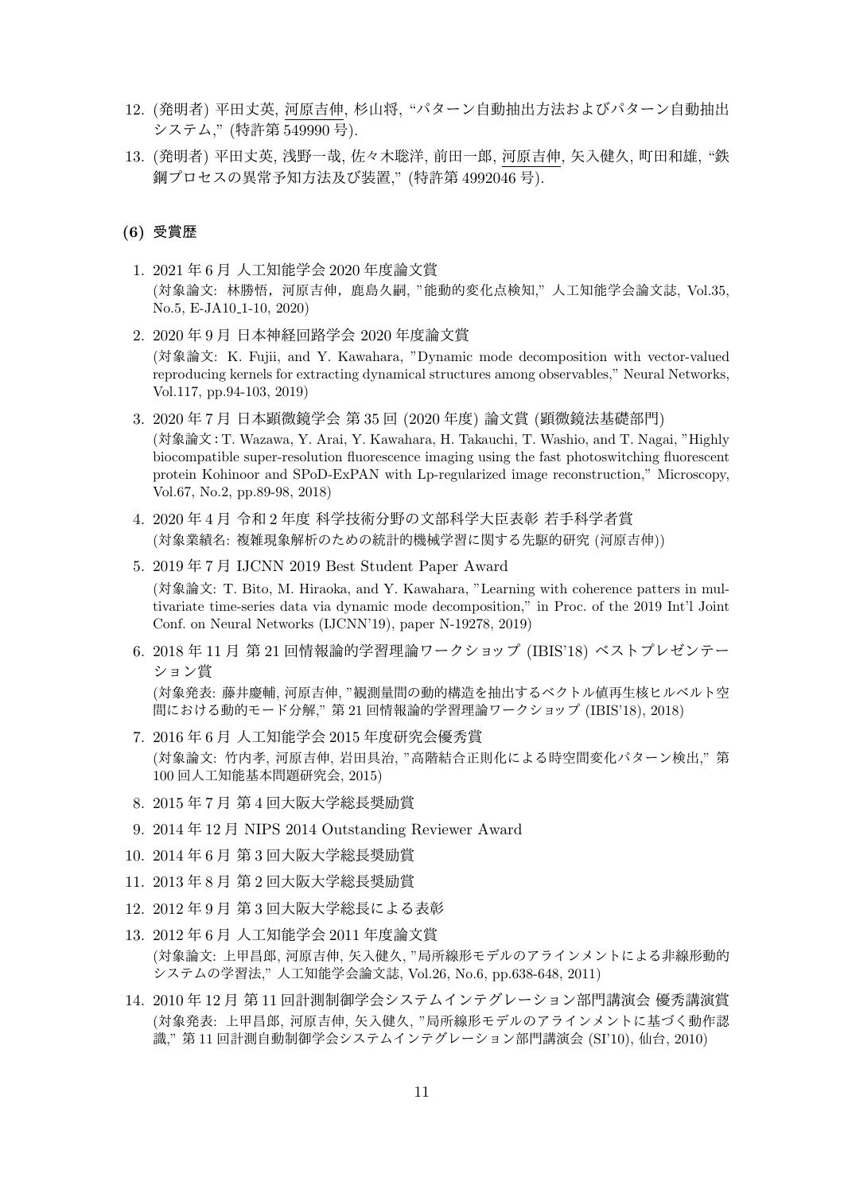12. (発明者) 平田丈英, 河原吉伸, 杉山将, “パターン自動抽出方法およびパターン自動抽出システム,” (特許第 549990 号).

13. (発明者) 平田丈英, 浅野一哉, 佐々木聡洋, 前田一郎, 河原吉伸, 矢入健久, 町田和雄, “鉄鋼プロセスの異常予知方法及び装置,” (特許第 4992046 号).

### (6) 受賞歴

1. 2021 年 6 月 人工知能学会 2020 年度論文賞
   (対象論文: 林勝悟，河原吉伸，鹿島久嗣, ”能動的変化点検知,” 人工知能学会論文誌, Vol.35, No.5, E-JA10_1-10, 2020)

2. 2020 年 9 月 日本神経回路学会 2020 年度論文賞
   (対象論文: K. Fujii, and Y. Kawahara, ”Dynamic mode decomposition with vector-valued reproducing kernels for extracting dynamical structures among observables,” Neural Networks, Vol.117, pp.94-103, 2019)

3. 2020 年 7 月 日本顕微鏡学会 第 35 回 (2020 年度) 論文賞 (顕微鏡法基礎部門)
   (対象論文：T. Wazawa, Y. Arai, Y. Kawahara, H. Takauchi, T. Washio, and T. Nagai, ”Highly biocompatible super-resolution fluorescence imaging using the fast photoswitching fluorescent protein Kohinoor and SPoD-ExPAN with Lp-regularized image reconstruction,” Microscopy, Vol.67, No.2, pp.89-98, 2018)

4. 2020 年 4 月 令和 2 年度 科学技術分野の文部科学大臣表彰 若手科学者賞
   (対象業績名: 複雑現象解析のための統計的機械学習に関する先駆的研究 (河原吉伸))

5. 2019 年 7 月 IJCNN 2019 Best Student Paper Award
   (対象論文: T. Bito, M. Hiraoka, and Y. Kawahara, ”Learning with coherence patters in multivariate time-series data via dynamic mode decomposition,” in Proc. of the 2019 Int’l Joint Conf. on Neural Networks (IJCNN’19), paper N-19278, 2019)

6. 2018 年 11 月 第 21 回情報論的学習理論ワークショップ (IBIS’18) ベストプレゼンテーション賞
   (対象発表: 藤井慶輔, 河原吉伸, ”観測量間の動的構造を抽出するベクトル値再生核ヒルベルト空間における動的モード分解,” 第 21 回情報論的学習理論ワークショップ (IBIS’18), 2018)

7. 2016 年 6 月 人工知能学会 2015 年度研究会優秀賞
   (対象論文: 竹内孝, 河原吉伸, 岩田具治, ”高階結合正則化による時空間変化パターン検出,” 第 100 回人工知能基本問題研究会, 2015)

8. 2015 年 7 月 第 4 回大阪大学総長奨励賞

9. 2014 年 12 月 NIPS 2014 Outstanding Reviewer Award

10. 2014 年 6 月 第 3 回大阪大学総長奨励賞

11. 2013 年 8 月 第 2 回大阪大学総長奨励賞

12. 2012 年 9 月 第 3 回大阪大学総長による表彰

13. 2012 年 6 月 人工知能学会 2011 年度論文賞
    (対象論文: 上甲昌郎, 河原吉伸, 矢入健久, ”局所線形モデルのアラインメントによる非線形動的システムの学習法,” 人工知能学会論文誌, Vol.26, No.6, pp.638-648, 2011)

14. 2010 年 12 月 第 11 回計測制御学会システムインテグレーション部門講演会 優秀講演賞
    (対象発表: 上甲昌郎, 河原吉伸, 矢入健久, ”局所線形モデルのアラインメントに基づく動作認識,” 第 11 回計測自動制御学会システムインテグレーション部門講演会 (SI’10), 仙台, 2010)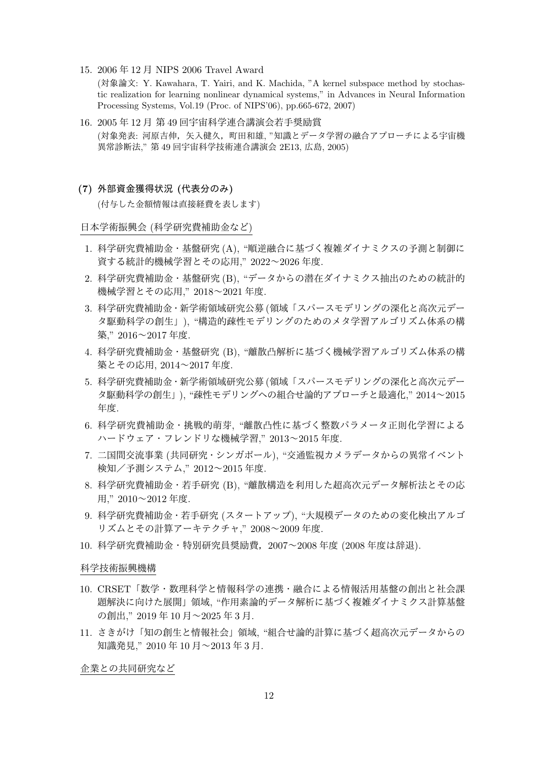15. 2006 年 12 月 NIPS 2006 Travel Award
    (対象論文: Y. Kawahara, T. Yairi, and K. Machida, "A kernel subspace method by stochastic realization for learning nonlinear dynamical systems," in Advances in Neural Information Processing Systems, Vol.19 (Proc. of NIPS'06), pp.665-672, 2007)

16. 2005 年 12 月 第 49 回宇宙科学連合講演会若手奨励賞
    (対象発表: 河原吉伸，矢入健久，町田和雄, "知識とデータ学習の融合アプローチによる宇宙機異常診断法," 第 49 回宇宙科学技術連合講演会 2E13, 広島, 2005)

### (7) 外部資金獲得状況 (代表分のみ)

(付与した金額情報は直接経費を表します)

日本学術振興会 (科学研究費補助金など)

1. 科学研究費補助金・基盤研究 (A), "順逆融合に基づく複雑ダイナミクスの予測と制御に資する統計的機械学習とその応用," 2022〜2026 年度.
2. 科学研究費補助金・基盤研究 (B), "データからの潜在ダイナミクス抽出のための統計的機械学習とその応用," 2018〜2021 年度.
3. 科学研究費補助金・新学術領域研究公募 (領域「スパースモデリングの深化と高次元データ駆動科学の創生」), "構造的疎性モデリングのためのメタ学習アルゴリズム体系の構築," 2016〜2017 年度.
4. 科学研究費補助金・基盤研究 (B), "離散凸解析に基づく機械学習アルゴリズム体系の構築とその応用, 2014〜2017 年度.
5. 科学研究費補助金・新学術領域研究公募 (領域「スパースモデリングの深化と高次元データ駆動科学の創生」), "疎性モデリングへの組合せ論的アプローチと最適化," 2014〜2015 年度.
6. 科学研究費補助金・挑戦的萌芽, "離散凸性に基づく整数パラメータ正則化学習によるハードウェア・フレンドリな機械学習," 2013〜2015 年度.
7. 二国間交流事業 (共同研究・シンガポール), "交通監視カメラデータからの異常イベント検知／予測システム," 2012〜2015 年度.
8. 科学研究費補助金・若手研究 (B), "離散構造を利用した超高次元データ解析法とその応用," 2010〜2012 年度.
9. 科学研究費補助金・若手研究 (スタートアップ), "大規模データのための変化検出アルゴリズムとその計算アーキテクチャ," 2008〜2009 年度.
10. 科学研究費補助金・特別研究員奨励費，2007〜2008 年度 (2008 年度は辞退).

科学技術振興機構

10. CRSET「数学・数理科学と情報科学の連携・融合による情報活用基盤の創出と社会課題解決に向けた展開」領域, "作用素論的データ解析に基づく複雑ダイナミクス計算基盤の創出," 2019 年 10 月〜2025 年 3 月.
11. さきがけ「知の創生と情報社会」領域, "組合せ論的計算に基づく超高次元データからの知識発見," 2010 年 10 月〜2013 年 3 月.

企業との共同研究など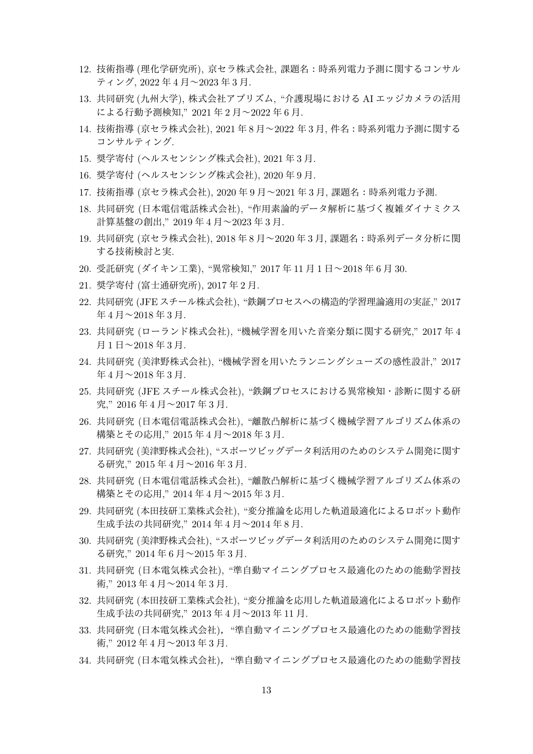12. 技術指導 (理化学研究所), 京セラ株式会社, 課題名：時系列電力予測に関するコンサルティング, 2022 年 4 月〜2023 年 3 月.
13. 共同研究 (九州大学), 株式会社アプリズム, "介護現場における AI エッジカメラの活用による行動予測検知," 2021 年 2 月〜2022 年 6 月.
14. 技術指導 (京セラ株式会社), 2021 年 8 月〜2022 年 3 月, 件名：時系列電力予測に関するコンサルティング.
15. 奨学寄付 (ヘルスセンシング株式会社), 2021 年 3 月.
16. 奨学寄付 (ヘルスセンシング株式会社), 2020 年 9 月.
17. 技術指導 (京セラ株式会社), 2020 年 9 月〜2021 年 3 月, 課題名：時系列電力予測.
18. 共同研究 (日本電信電話株式会社), "作用素論的データ解析に基づく複雑ダイナミクス計算基盤の創出," 2019 年 4 月〜2023 年 3 月.
19. 共同研究 (京セラ株式会社), 2018 年 8 月〜2020 年 3 月, 課題名：時系列データ分析に関する技術検討と実.
20. 受託研究 (ダイキン工業), "異常検知," 2017 年 11 月 1 日〜2018 年 6 月 30.
21. 奨学寄付 (富士通研究所), 2017 年 2 月.
22. 共同研究 (JFE スチール株式会社), "鉄鋼プロセスへの構造的学習理論適用の実証," 2017 年 4 月〜2018 年 3 月.
23. 共同研究 (ローランド株式会社), "機械学習を用いた音楽分類に関する研究," 2017 年 4 月 1 日〜2018 年 3 月.
24. 共同研究 (美津野株式会社), "機械学習を用いたランニングシューズの感性設計," 2017 年 4 月〜2018 年 3 月.
25. 共同研究 (JFE スチール株式会社), "鉄鋼プロセスにおける異常検知・診断に関する研究," 2016 年 4 月〜2017 年 3 月.
26. 共同研究 (日本電信電話株式会社), "離散凸解析に基づく機械学習アルゴリズム体系の構築とその応用," 2015 年 4 月〜2018 年 3 月.
27. 共同研究 (美津野株式会社), "スポーツビッグデータ利活用のためのシステム開発に関する研究," 2015 年 4 月〜2016 年 3 月.
28. 共同研究 (日本電信電話株式会社), "離散凸解析に基づく機械学習アルゴリズム体系の構築とその応用," 2014 年 4 月〜2015 年 3 月.
29. 共同研究 (本田技研工業株式会社), "変分推論を応用した軌道最適化によるロボット動作生成手法の共同研究," 2014 年 4 月〜2014 年 8 月.
30. 共同研究 (美津野株式会社), "スポーツビッグデータ利活用のためのシステム開発に関する研究," 2014 年 6 月〜2015 年 3 月.
31. 共同研究 (日本電気株式会社), "準自動マイニングプロセス最適化のための能動学習技術," 2013 年 4 月〜2014 年 3 月.
32. 共同研究 (本田技研工業株式会社), "変分推論を応用した軌道最適化によるロボット動作生成手法の共同研究," 2013 年 4 月〜2013 年 11 月.
33. 共同研究 (日本電気株式会社), "準自動マイニングプロセス最適化のための能動学習技術," 2012 年 4 月〜2013 年 3 月.
34. 共同研究 (日本電気株式会社), "準自動マイニングプロセス最適化のための能動学習技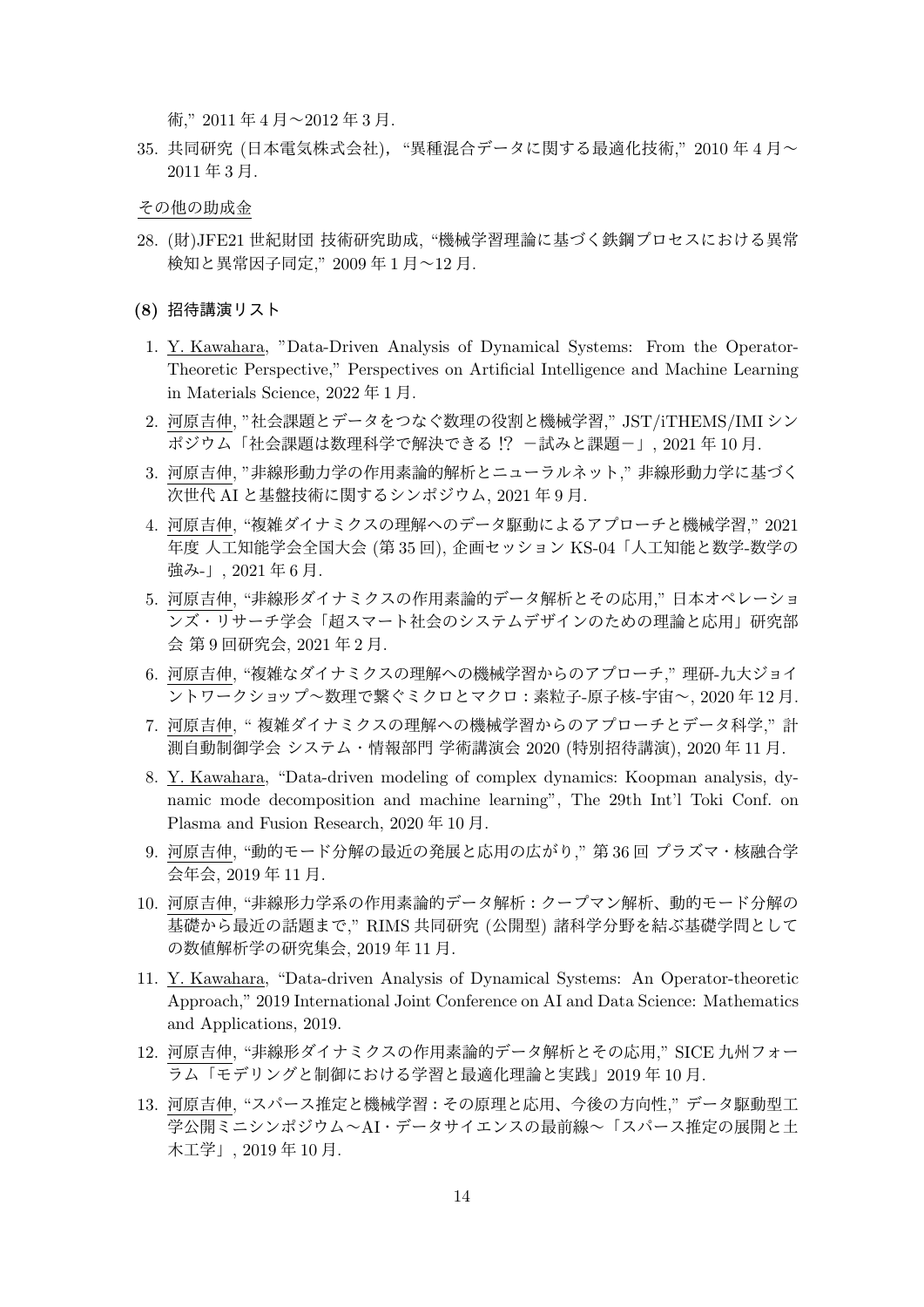術," 2011 年 4 月〜2012 年 3 月.

35. 共同研究 (日本電気株式会社)，"異種混合データに関する最適化技術," 2010 年 4 月〜2011 年 3 月.

その他の助成金

28. (財)JFE21 世紀財団 技術研究助成, "機械学習理論に基づく鉄鋼プロセスにおける異常検知と異常因子同定," 2009 年 1 月〜12 月.

### (8) 招待講演リスト

1. Y. Kawahara, "Data-Driven Analysis of Dynamical Systems: From the Operator-Theoretic Perspective," Perspectives on Artificial Intelligence and Machine Learning in Materials Science, 2022 年 1 月.
2. 河原吉伸, "社会課題とデータをつなぐ数理の役割と機械学習," JST/iTHEMS/IMI シンポジウム「社会課題は数理科学で解決できる !? −試みと課題−」, 2021 年 10 月.
3. 河原吉伸, "非線形動力学の作用素論的解析とニューラルネット," 非線形動力学に基づく次世代 AI と基盤技術に関するシンポジウム, 2021 年 9 月.
4. 河原吉伸, "複雑ダイナミクスの理解へのデータ駆動によるアプローチと機械学習," 2021 年度 人工知能学会全国大会 (第 35 回), 企画セッション KS-04「人工知能と数学-数学の強み-」, 2021 年 6 月.
5. 河原吉伸, "非線形ダイナミクスの作用素論的データ解析とその応用," 日本オペレーションズ・リサーチ学会「超スマート社会のシステムデザインのための理論と応用」研究部会 第 9 回研究会, 2021 年 2 月.
6. 河原吉伸, "複雑なダイナミクスの理解への機械学習からのアプローチ," 理研-九大ジョイントワークショップ〜数理で繋ぐミクロとマクロ：素粒子-原子核-宇宙〜, 2020 年 12 月.
7. 河原吉伸, " 複雑ダイナミクスの理解への機械学習からのアプローチとデータ科学," 計測自動制御学会 システム・情報部門 学術講演会 2020 (特別招待講演), 2020 年 11 月.
8. Y. Kawahara, "Data-driven modeling of complex dynamics: Koopman analysis, dynamic mode decomposition and machine learning", The 29th Int'l Toki Conf. on Plasma and Fusion Research, 2020 年 10 月.
9. 河原吉伸, "動的モード分解の最近の発展と応用の広がり," 第 36 回 プラズマ・核融合学会年会, 2019 年 11 月.
10. 河原吉伸, "非線形力学系の作用素論的データ解析：クープマン解析、動的モード分解の基礎から最近の話題まで," RIMS 共同研究 (公開型) 諸科学分野を結ぶ基礎学問としての数値解析学の研究集会, 2019 年 11 月.
11. Y. Kawahara, "Data-driven Analysis of Dynamical Systems: An Operator-theoretic Approach," 2019 International Joint Conference on AI and Data Science: Mathematics and Applications, 2019.
12. 河原吉伸, "非線形ダイナミクスの作用素論的データ解析とその応用," SICE 九州フォーラム「モデリングと制御における学習と最適化理論と実践」2019 年 10 月.
13. 河原吉伸, "スパース推定と機械学習：その原理と応用、今後の方向性," データ駆動型工学公開ミニシンポジウム〜AI・データサイエンスの最前線〜「スパース推定の展開と土木工学」, 2019 年 10 月.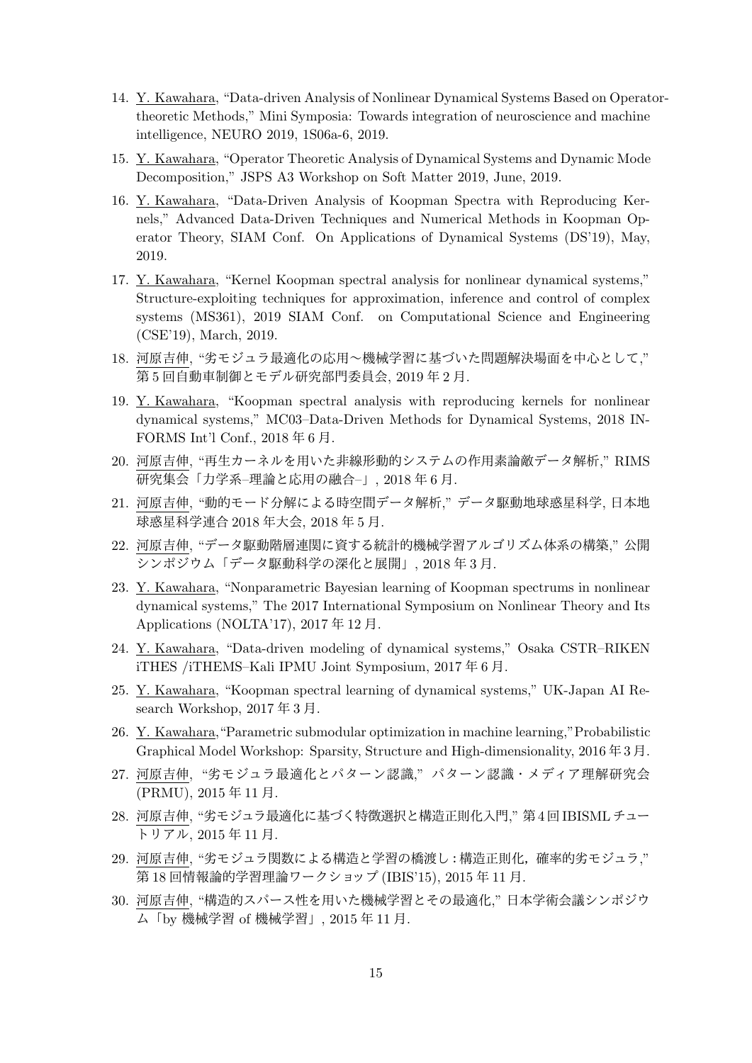14. Y. Kawahara, "Data-driven Analysis of Nonlinear Dynamical Systems Based on Operator-theoretic Methods," Mini Symposia: Towards integration of neuroscience and machine intelligence, NEURO 2019, 1S06a-6, 2019.

15. Y. Kawahara, "Operator Theoretic Analysis of Dynamical Systems and Dynamic Mode Decomposition," JSPS A3 Workshop on Soft Matter 2019, June, 2019.

16. Y. Kawahara, "Data-Driven Analysis of Koopman Spectra with Reproducing Kernels," Advanced Data-Driven Techniques and Numerical Methods in Koopman Operator Theory, SIAM Conf. On Applications of Dynamical Systems (DS'19), May, 2019.

17. Y. Kawahara, "Kernel Koopman spectral analysis for nonlinear dynamical systems," Structure-exploiting techniques for approximation, inference and control of complex systems (MS361), 2019 SIAM Conf. on Computational Science and Engineering (CSE'19), March, 2019.

18. 河原吉伸, "劣モジュラ最適化の応用〜機械学習に基づいた問題解決場面を中心として," 第 5 回自動車制御とモデル研究部門委員会, 2019 年 2 月.

19. Y. Kawahara, "Koopman spectral analysis with reproducing kernels for nonlinear dynamical systems," MC03–Data-Driven Methods for Dynamical Systems, 2018 INFORMS Int'l Conf., 2018 年 6 月.

20. 河原吉伸, "再生カーネルを用いた非線形動的システムの作用素論敵データ解析," RIMS 研究集会「力学系–理論と応用の融合–」, 2018 年 6 月.

21. 河原吉伸, "動的モード分解による時空間データ解析," データ駆動地球惑星科学, 日本地球惑星科学連合 2018 年大会, 2018 年 5 月.

22. 河原吉伸, "データ駆動階層連関に資する統計的機械学習アルゴリズム体系の構築," 公開シンポジウム「データ駆動科学の深化と展開」, 2018 年 3 月.

23. Y. Kawahara, "Nonparametric Bayesian learning of Koopman spectrums in nonlinear dynamical systems," The 2017 International Symposium on Nonlinear Theory and Its Applications (NOLTA'17), 2017 年 12 月.

24. Y. Kawahara, "Data-driven modeling of dynamical systems," Osaka CSTR–RIKEN iTHES /iTHEMS–Kali IPMU Joint Symposium, 2017 年 6 月.

25. Y. Kawahara, "Koopman spectral learning of dynamical systems," UK-Japan AI Research Workshop, 2017 年 3 月.

26. Y. Kawahara,"Parametric submodular optimization in machine learning,"Probabilistic Graphical Model Workshop: Sparsity, Structure and High-dimensionality, 2016 年 3 月.

27. 河原吉伸, "劣モジュラ最適化とパターン認識," パターン認識・メディア理解研究会 (PRMU), 2015 年 11 月.

28. 河原吉伸, "劣モジュラ最適化に基づく特徴選択と構造正則化入門," 第 4 回 IBISML チュートリアル, 2015 年 11 月.

29. 河原吉伸, "劣モジュラ関数による構造と学習の橋渡し：構造正則化，確率的劣モジュラ," 第 18 回情報論的学習理論ワークショップ (IBIS'15), 2015 年 11 月.

30. 河原吉伸, "構造的スパース性を用いた機械学習とその最適化," 日本学術会議シンポジウム「by 機械学習 of 機械学習」, 2015 年 11 月.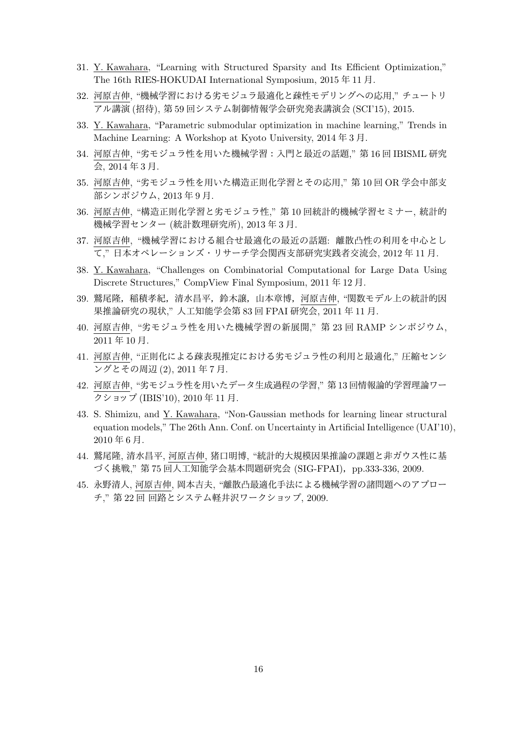31. Y. Kawahara, "Learning with Structured Sparsity and Its Efficient Optimization," The 16th RIES-HOKUDAI International Symposium, 2015 年 11 月.
32. 河原吉伸, "機械学習における劣モジュラ最適化と疎性モデリングへの応用," チュートリアル講演 (招待), 第 59 回システム制御情報学会研究発表講演会 (SCI'15), 2015.
33. Y. Kawahara, "Parametric submodular optimization in machine learning," Trends in Machine Learning: A Workshop at Kyoto University, 2014 年 3 月.
34. 河原吉伸, "劣モジュラ性を用いた機械学習：入門と最近の話題," 第 16 回 IBISML 研究会, 2014 年 3 月.
35. 河原吉伸, "劣モジュラ性を用いた構造正則化学習とその応用," 第 10 回 OR 学会中部支部シンポジウム, 2013 年 9 月.
36. 河原吉伸, "構造正則化学習と劣モジュラ性," 第 10 回統計的機械学習セミナー, 統計的機械学習センター (統計数理研究所), 2013 年 3 月.
37. 河原吉伸, "機械学習における組合せ最適化の最近の話題: 離散凸性の利用を中心として," 日本オペレーションズ・リサーチ学会関西支部研究実践者交流会, 2012 年 11 月.
38. Y. Kawahara, "Challenges on Combinatorial Computational for Large Data Using Discrete Structures," CompView Final Symposium, 2011 年 12 月.
39. 鷲尾隆，稲積孝紀，清水昌平，鈴木譲，山本章博，河原吉伸, "関数モデル上の統計的因果推論研究の現状," 人工知能学会第 83 回 FPAI 研究会, 2011 年 11 月.
40. 河原吉伸, "劣モジュラ性を用いた機械学習の新展開," 第 23 回 RAMP シンポジウム, 2011 年 10 月.
41. 河原吉伸, "正則化による疎表現推定における劣モジュラ性の利用と最適化," 圧縮センシングとその周辺 (2), 2011 年 7 月.
42. 河原吉伸, "劣モジュラ性を用いたデータ生成過程の学習," 第 13 回情報論的学習理論ワークショップ (IBIS'10), 2010 年 11 月.
43. S. Shimizu, and Y. Kawahara, "Non-Gaussian methods for learning linear structural equation models," The 26th Ann. Conf. on Uncertainty in Artificial Intelligence (UAI'10), 2010 年 6 月.
44. 鷲尾隆, 清水昌平, 河原吉伸, 猪口明博, "統計的大規模因果推論の課題と非ガウス性に基づく挑戦," 第 75 回人工知能学会基本問題研究会 (SIG-FPAI)，pp.333-336, 2009.
45. 永野清人, 河原吉伸, 岡本吉夫, "離散凸最適化手法による機械学習の諸問題へのアプローチ," 第 22 回 回路とシステム軽井沢ワークショップ, 2009.